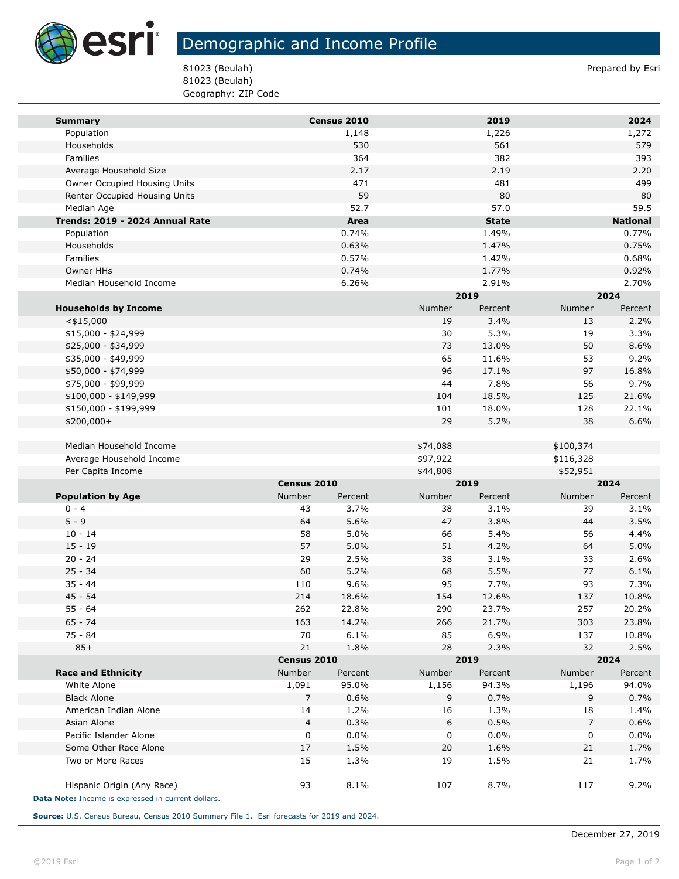# Demographic and Income Profile

81023 (Beulah)
81023 (Beulah)
Geography: ZIP Code

Prepared by Esri

| Summary | Census 2010 | 2019 | 2024 |
|---|---|---|---|
| Population | 1,148 | 1,226 | 1,272 |
| Households | 530 | 561 | 579 |
| Families | 364 | 382 | 393 |
| Average Household Size | 2.17 | 2.19 | 2.20 |
| Owner Occupied Housing Units | 471 | 481 | 499 |
| Renter Occupied Housing Units | 59 | 80 | 80 |
| Median Age | 52.7 | 57.0 | 59.5 |

| Trends: 2019 - 2024 Annual Rate | Area | State | National |
|---|---|---|---|
| Population | 0.74% | 1.49% | 0.77% |
| Households | 0.63% | 1.47% | 0.75% |
| Families | 0.57% | 1.42% | 0.68% |
| Owner HHs | 0.74% | 1.77% | 0.92% |
| Median Household Income | 6.26% | 2.91% | 2.70% |

| | 2019 | | 2024 | |
|---|---|---|---|---|
| Households by Income | Number | Percent | Number | Percent |
| <$15,000 | 19 | 3.4% | 13 | 2.2% |
| $15,000 - $24,999 | 30 | 5.3% | 19 | 3.3% |
| $25,000 - $34,999 | 73 | 13.0% | 50 | 8.6% |
| $35,000 - $49,999 | 65 | 11.6% | 53 | 9.2% |
| $50,000 - $74,999 | 96 | 17.1% | 97 | 16.8% |
| $75,000 - $99,999 | 44 | 7.8% | 56 | 9.7% |
| $100,000 - $149,999 | 104 | 18.5% | 125 | 21.6% |
| $150,000 - $199,999 | 101 | 18.0% | 128 | 22.1% |
| $200,000+ | 29 | 5.2% | 38 | 6.6% |
| | | | | |
| Median Household Income | $74,088 | | $100,374 | |
| Average Household Income | $97,922 | | $116,328 | |
| Per Capita Income | $44,808 | | $52,951 | |

| | Census 2010 | | 2019 | | 2024 | |
|---|---|---|---|---|---|---|
| Population by Age | Number | Percent | Number | Percent | Number | Percent |
| 0 - 4 | 43 | 3.7% | 38 | 3.1% | 39 | 3.1% |
| 5 - 9 | 64 | 5.6% | 47 | 3.8% | 44 | 3.5% |
| 10 - 14 | 58 | 5.0% | 66 | 5.4% | 56 | 4.4% |
| 15 - 19 | 57 | 5.0% | 51 | 4.2% | 64 | 5.0% |
| 20 - 24 | 29 | 2.5% | 38 | 3.1% | 33 | 2.6% |
| 25 - 34 | 60 | 5.2% | 68 | 5.5% | 77 | 6.1% |
| 35 - 44 | 110 | 9.6% | 95 | 7.7% | 93 | 7.3% |
| 45 - 54 | 214 | 18.6% | 154 | 12.6% | 137 | 10.8% |
| 55 - 64 | 262 | 22.8% | 290 | 23.7% | 257 | 20.2% |
| 65 - 74 | 163 | 14.2% | 266 | 21.7% | 303 | 23.8% |
| 75 - 84 | 70 | 6.1% | 85 | 6.9% | 137 | 10.8% |
| 85+ | 21 | 1.8% | 28 | 2.3% | 32 | 2.5% |

| | Census 2010 | | 2019 | | 2024 | |
|---|---|---|---|---|---|---|
| Race and Ethnicity | Number | Percent | Number | Percent | Number | Percent |
| White Alone | 1,091 | 95.0% | 1,156 | 94.3% | 1,196 | 94.0% |
| Black Alone | 7 | 0.6% | 9 | 0.7% | 9 | 0.7% |
| American Indian Alone | 14 | 1.2% | 16 | 1.3% | 18 | 1.4% |
| Asian Alone | 4 | 0.3% | 6 | 0.5% | 7 | 0.6% |
| Pacific Islander Alone | 0 | 0.0% | 0 | 0.0% | 0 | 0.0% |
| Some Other Race Alone | 17 | 1.5% | 20 | 1.6% | 21 | 1.7% |
| Two or More Races | 15 | 1.3% | 19 | 1.5% | 21 | 1.7% |
| | | | | | | |
| Hispanic Origin (Any Race) | 93 | 8.1% | 107 | 8.7% | 117 | 9.2% |

**Data Note:** Income is expressed in current dollars.

**Source:** U.S. Census Bureau, Census 2010 Summary File 1. Esri forecasts for 2019 and 2024.

December 27, 2019

©2019 Esri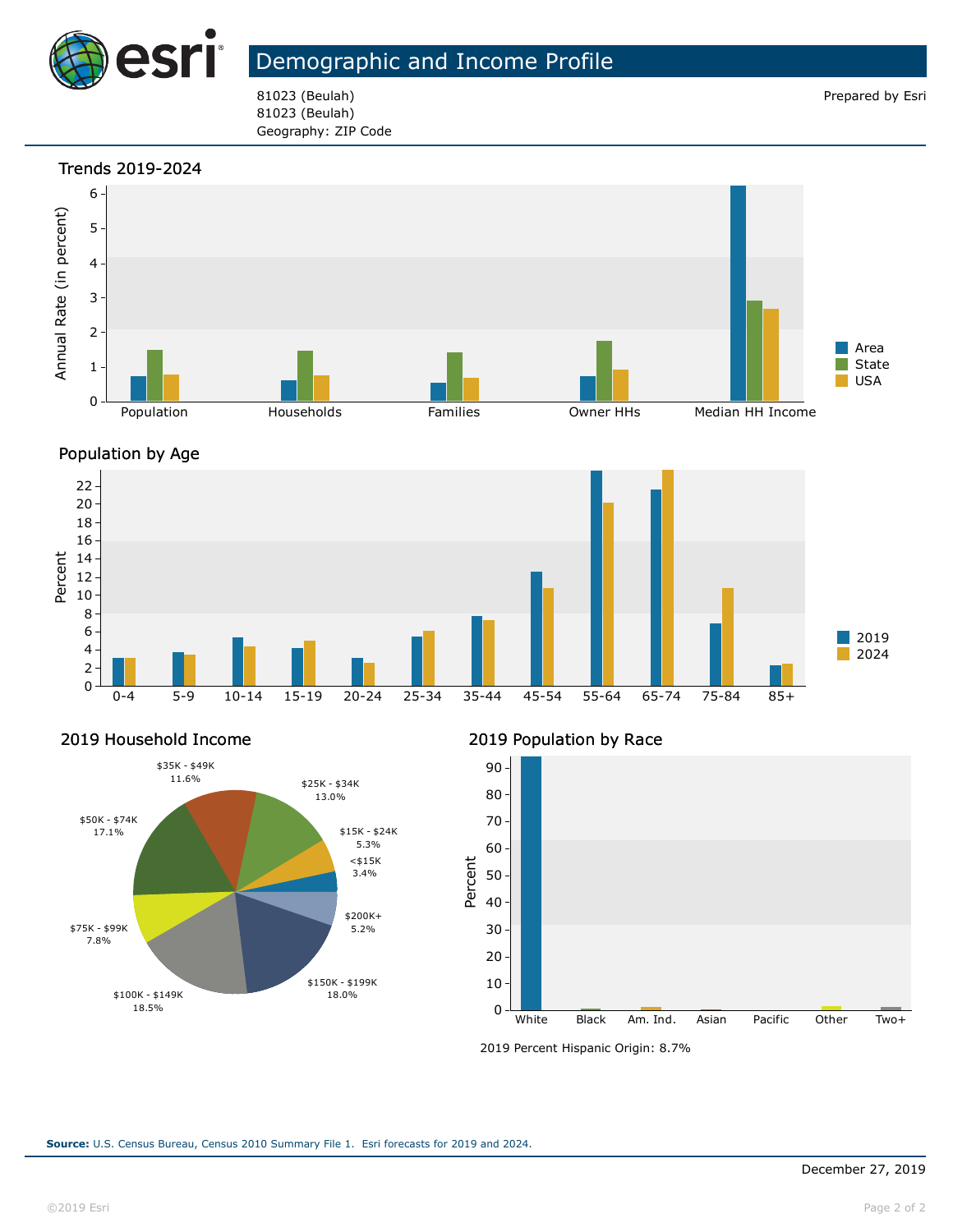# Demographic and Income Profile

81023 (Beulah)
81023 (Beulah)
Geography: ZIP Code

Prepared by Esri

## Trends 2019-2024

Annual Rate (in percent)

0
1
2
3
4
5
6

Population
Households
Families
Owner HHs
Median HH Income

Area
State
USA

## Population by Age

Percent

0
2
4
6
8
10
12
14
16
18
20
22

0-4
5-9
10-14
15-19
20-24
25-34
35-44
45-54
55-64
65-74
75-84
85+

2019
2024

## 2019 Household Income

$35K - $49K
11.6%

$25K - $34K
13.0%

$50K - $74K
17.1%

$15K - $24K
5.3%

<$15K
3.4%

$200K+
5.2%

$75K - $99K
7.8%

$150K - $199K
18.0%

$100K - $149K
18.5%

## 2019 Population by Race

Percent

0
10
20
30
40
50
60
70
80
90

White
Black
Am. Ind.
Asian
Pacific
Other
Two+

2019 Percent Hispanic Origin: 8.7%

**Source:** U.S. Census Bureau, Census 2010 Summary File 1. Esri forecasts for 2019 and 2024.

December 27, 2019

©2019 Esri